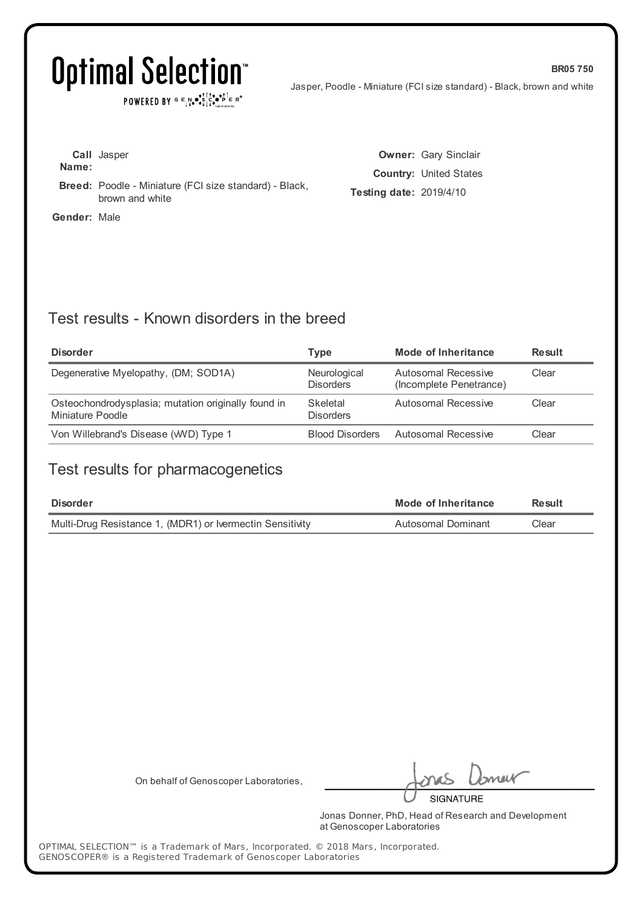# Optimal Selection™

POWERED BY GENOSCOPER® Laboratories

**BR05 750**

Jasper, Poodle - Miniature (FCI size standard) - Black, brown and white

**Call Name:** Jasper

**Breed:** Poodle - Miniature (FCI size standard) - Black, brown and white

**Gender:** Male

**Owner:** Gary Sinclair

**Country:** United States

**Testing date:** 2019/4/10

## Test results - Known disorders in the breed

| Disorder | Type | Mode of Inheritance | Result |
|---|---|---|---|
| Degenerative Myelopathy, (DM; SOD1A) | Neurological Disorders | Autosomal Recessive (Incomplete Penetrance) | Clear |
| Osteochondrodysplasia; mutation originally found in Miniature Poodle | Skeletal Disorders | Autosomal Recessive | Clear |
| Von Willebrand's Disease (vWD) Type 1 | Blood Disorders | Autosomal Recessive | Clear |

## Test results for pharmacogenetics

| Disorder | Mode of Inheritance | Result |
|---|---|---|
| Multi-Drug Resistance 1, (MDR1) or Ivermectin Sensitivity | Autosomal Dominant | Clear |

On behalf of Genoscoper Laboratories,

SIGNATURE

Jonas Donner, PhD, Head of Research and Development at Genoscoper Laboratories

OPTIMAL SELECTION™ is a Trademark of Mars, Incorporated. © 2018 Mars, Incorporated.
GENOSCOPER® is a Registered Trademark of Genoscoper Laboratories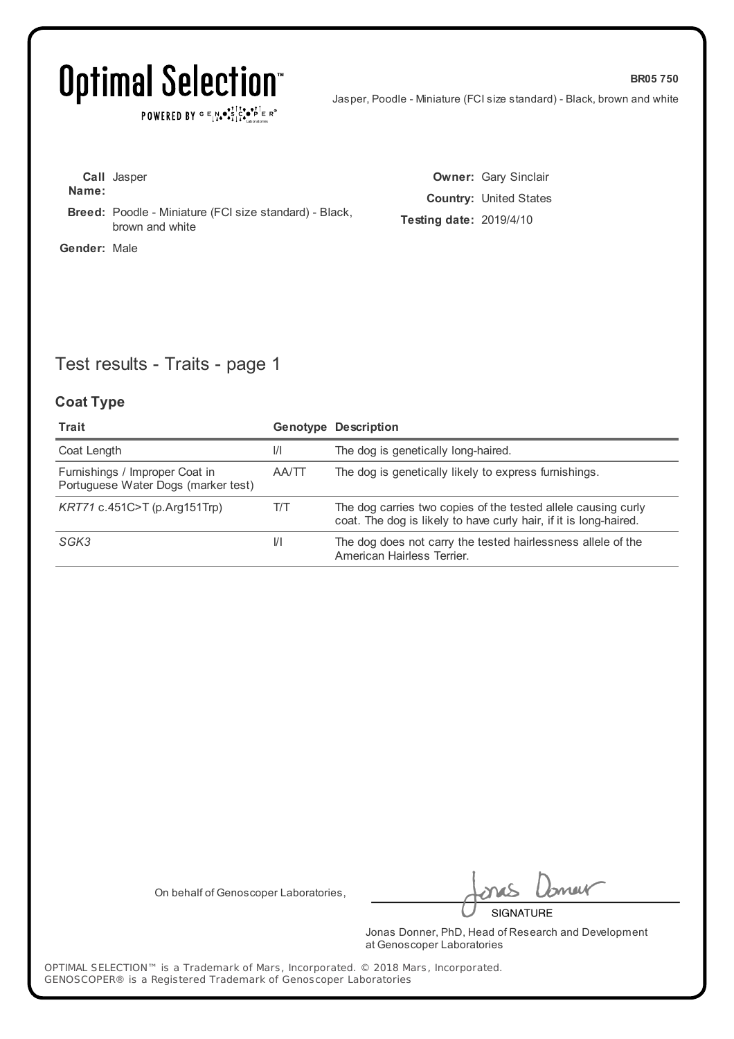# Optimal Selection™

POWERED BY GENOSCOPER® Laboratories

**BR05 750**

Jasper, Poodle - Miniature (FCI size standard) - Black, brown and white

**Call Name:** Jasper

**Breed:** Poodle - Miniature (FCI size standard) - Black, brown and white

**Gender:** Male

**Owner:** Gary Sinclair

**Country:** United States

**Testing date:** 2019/4/10

## Test results - Traits - page 1

### Coat Type

| Trait | Genotype | Description |
|---|---|---|
| Coat Length | l/l | The dog is genetically long-haired. |
| Furnishings / Improper Coat in Portuguese Water Dogs (marker test) | AA/TT | The dog is genetically likely to express furnishings. |
| *KRT71* c.451C>T (p.Arg151Trp) | T/T | The dog carries two copies of the tested allele causing curly coat. The dog is likely to have curly hair, if it is long-haired. |
| *SGK3* | I/I | The dog does not carry the tested hairlessness allele of the American Hairless Terrier. |

On behalf of Genoscoper Laboratories,

SIGNATURE

Jonas Donner, PhD, Head of Research and Development at Genoscoper Laboratories

OPTIMAL SELECTION™ is a Trademark of Mars, Incorporated. © 2018 Mars, Incorporated.
GENOSCOPER® is a Registered Trademark of Genoscoper Laboratories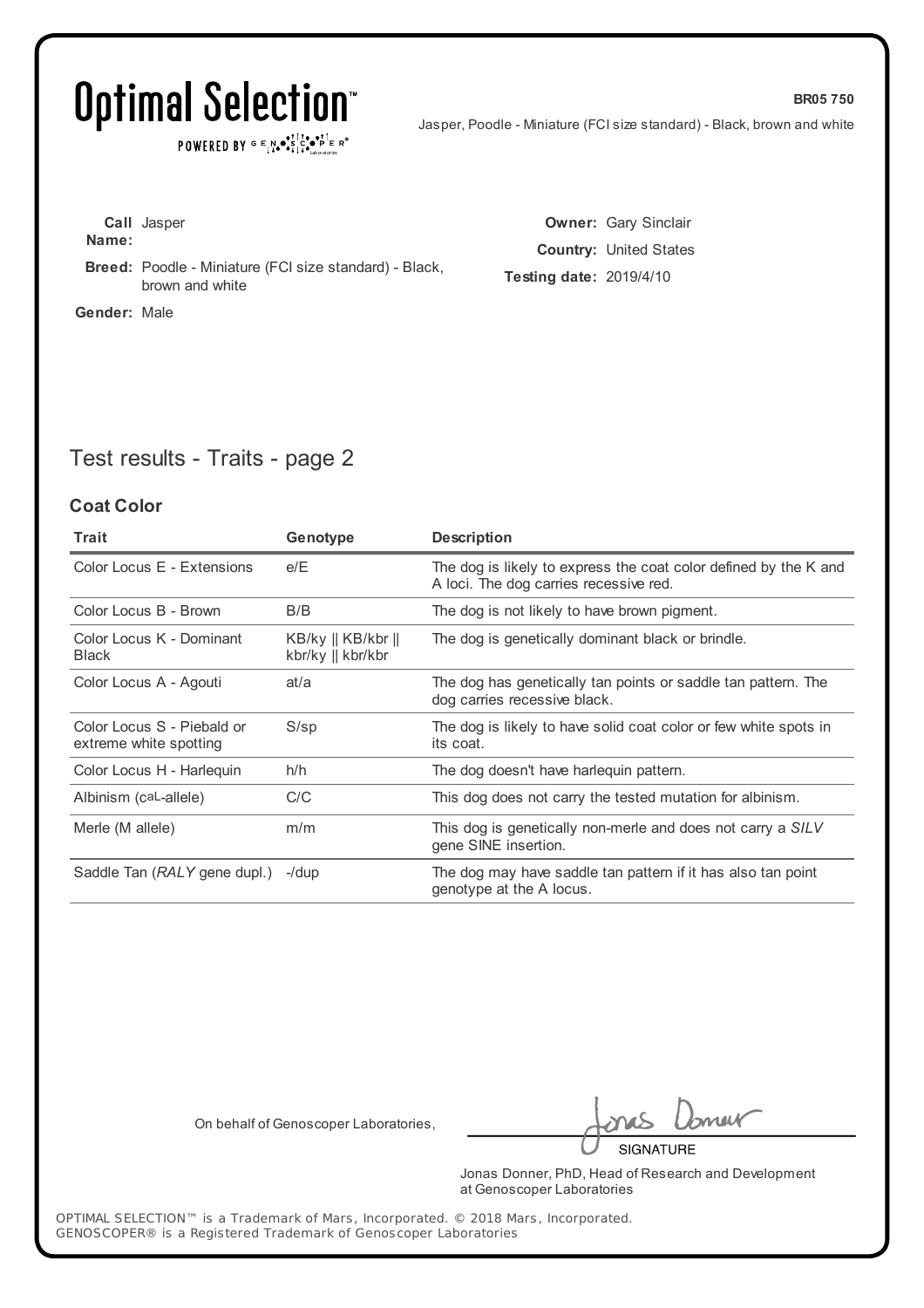# Optimal Selection™

POWERED BY GENOSCOPER® Laboratories

**BR05 750**

Jasper, Poodle - Miniature (FCI size standard) - Black, brown and white

**Call Name:** Jasper

**Breed:** Poodle - Miniature (FCI size standard) - Black, brown and white

**Gender:** Male

**Owner:** Gary Sinclair

**Country:** United States

**Testing date:** 2019/4/10

## Test results - Traits - page 2

### Coat Color

| Trait | Genotype | Description |
| --- | --- | --- |
| Color Locus E - Extensions | e/E | The dog is likely to express the coat color defined by the K and A loci. The dog carries recessive red. |
| Color Locus B - Brown | B/B | The dog is not likely to have brown pigment. |
| Color Locus K - Dominant Black | KB/ky \|\| KB/kbr \|\| kbr/ky \|\| kbr/kbr | The dog is genetically dominant black or brindle. |
| Color Locus A - Agouti | at/a | The dog has genetically tan points or saddle tan pattern. The dog carries recessive black. |
| Color Locus S - Piebald or extreme white spotting | S/sp | The dog is likely to have solid coat color or few white spots in its coat. |
| Color Locus H - Harlequin | h/h | The dog doesn't have harlequin pattern. |
| Albinism (caL-allele) | C/C | This dog does not carry the tested mutation for albinism. |
| Merle (M allele) | m/m | This dog is genetically non-merle and does not carry a *SILV* gene SINE insertion. |
| Saddle Tan (*RALY* gene dupl.) | -/dup | The dog may have saddle tan pattern if it has also tan point genotype at the A locus. |

On behalf of Genoscoper Laboratories,

SIGNATURE

Jonas Donner, PhD, Head of Research and Development at Genoscoper Laboratories

OPTIMAL SELECTION™ is a Trademark of Mars, Incorporated. © 2018 Mars, Incorporated.
GENOSCOPER® is a Registered Trademark of Genoscoper Laboratories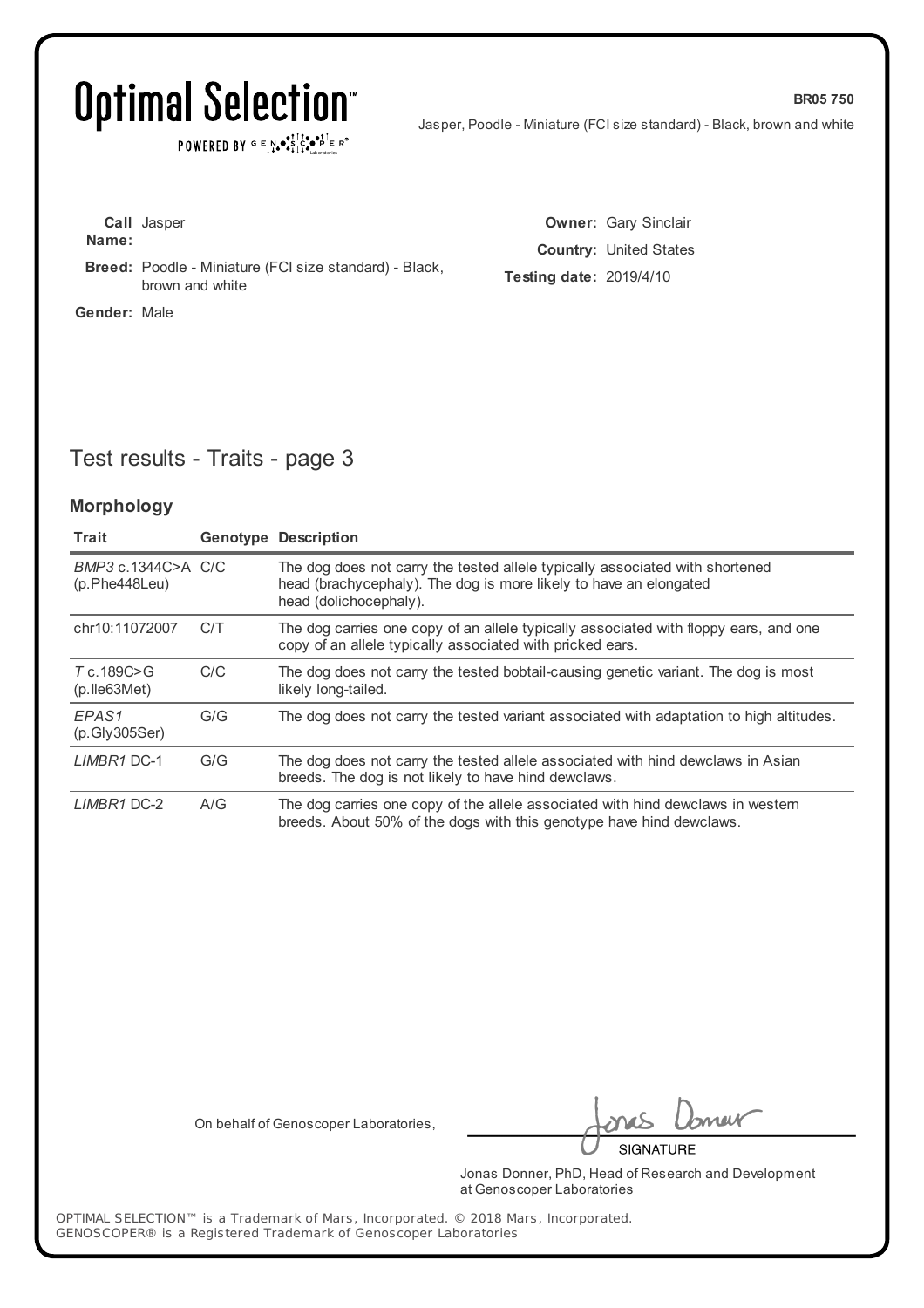**BR05 750**

Jasper, Poodle - Miniature (FCI size standard) - Black, brown and white

**Call Name:** Jasper

**Breed:** Poodle - Miniature (FCI size standard) - Black, brown and white

**Gender:** Male

**Owner:** Gary Sinclair

**Country:** United States

**Testing date:** 2019/4/10

## Test results - Traits - page 3

### Morphology

| Trait | Genotype | Description |
|---|---|---|
| *BMP3* c.1344C>A (p.Phe448Leu) | C/C | The dog does not carry the tested allele typically associated with shortened head (brachycephaly). The dog is more likely to have an elongated head (dolichocephaly). |
| chr10:11072007 | C/T | The dog carries one copy of an allele typically associated with floppy ears, and one copy of an allele typically associated with pricked ears. |
| *T* c.189C>G (p.Ile63Met) | C/C | The dog does not carry the tested bobtail-causing genetic variant. The dog is most likely long-tailed. |
| *EPAS1* (p.Gly305Ser) | G/G | The dog does not carry the tested variant associated with adaptation to high altitudes. |
| *LIMBR1* DC-1 | G/G | The dog does not carry the tested allele associated with hind dewclaws in Asian breeds. The dog is not likely to have hind dewclaws. |
| *LIMBR1* DC-2 | A/G | The dog carries one copy of the allele associated with hind dewclaws in western breeds. About 50% of the dogs with this genotype have hind dewclaws. |

On behalf of Genoscoper Laboratories,

SIGNATURE

Jonas Donner, PhD, Head of Research and Development at Genoscoper Laboratories

OPTIMAL SELECTION™ is a Trademark of Mars, Incorporated. © 2018 Mars, Incorporated.
GENOSCOPER® is a Registered Trademark of Genoscoper Laboratories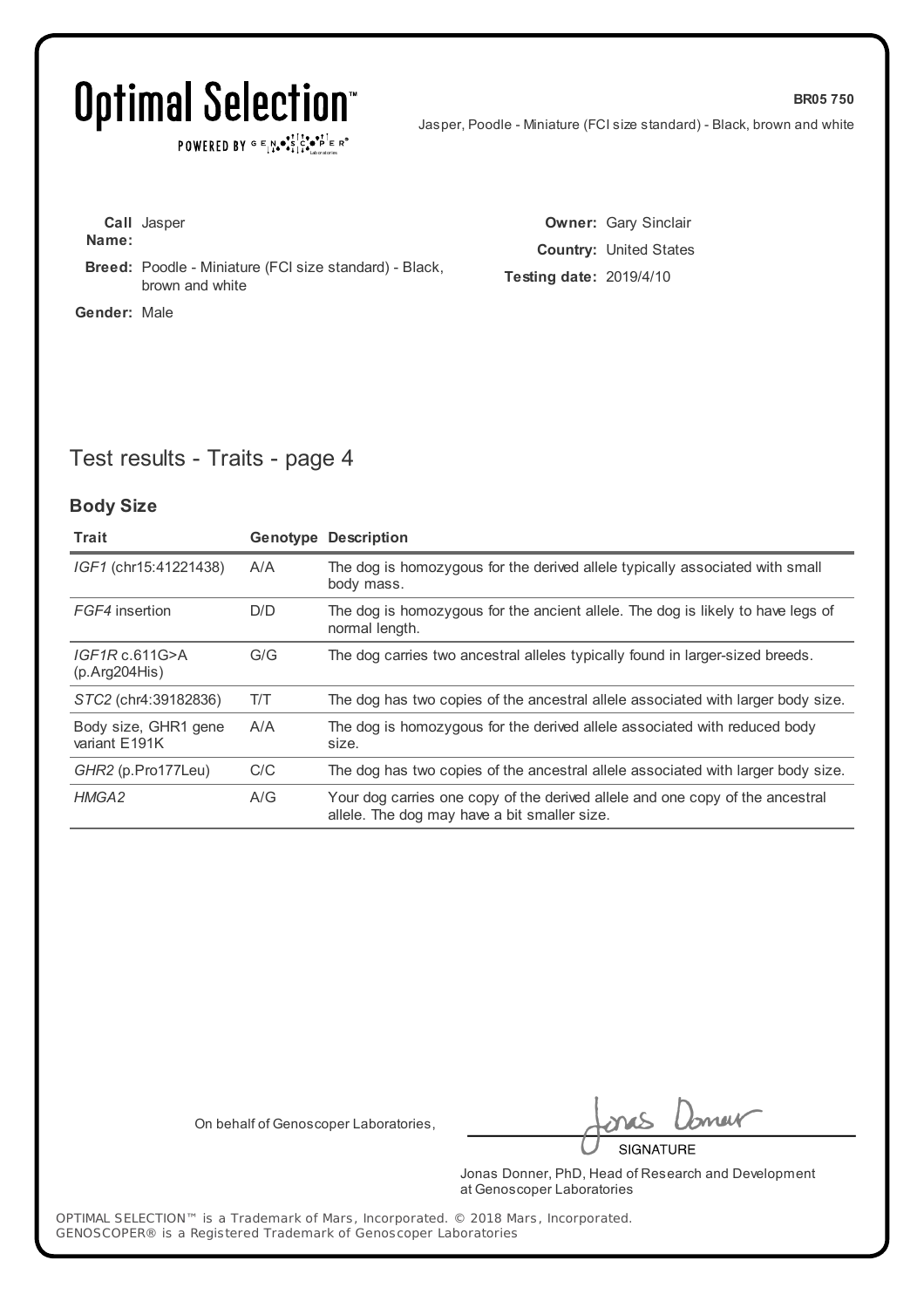# Optimal Selection™

POWERED BY GENOSCOPER® Laboratories

**BR05 750**

Jasper, Poodle - Miniature (FCI size standard) - Black, brown and white

**Call Name:** Jasper

**Breed:** Poodle - Miniature (FCI size standard) - Black, brown and white

**Gender:** Male

**Owner:** Gary Sinclair

**Country:** United States

**Testing date:** 2019/4/10

## Test results - Traits - page 4

### Body Size

| Trait | Genotype | Description |
| --- | --- | --- |
| *IGF1* (chr15:41221438) | A/A | The dog is homozygous for the derived allele typically associated with small body mass. |
| *FGF4* insertion | D/D | The dog is homozygous for the ancient allele. The dog is likely to have legs of normal length. |
| *IGF1R* c.611G>A (p.Arg204His) | G/G | The dog carries two ancestral alleles typically found in larger-sized breeds. |
| *STC2* (chr4:39182836) | T/T | The dog has two copies of the ancestral allele associated with larger body size. |
| Body size, GHR1 gene variant E191K | A/A | The dog is homozygous for the derived allele associated with reduced body size. |
| *GHR2* (p.Pro177Leu) | C/C | The dog has two copies of the ancestral allele associated with larger body size. |
| *HMGA2* | A/G | Your dog carries one copy of the derived allele and one copy of the ancestral allele. The dog may have a bit smaller size. |

On behalf of Genoscoper Laboratories,

SIGNATURE

Jonas Donner, PhD, Head of Research and Development at Genoscoper Laboratories

OPTIMAL SELECTION™ is a Trademark of Mars, Incorporated. © 2018 Mars, Incorporated.
GENOSCOPER® is a Registered Trademark of Genoscoper Laboratories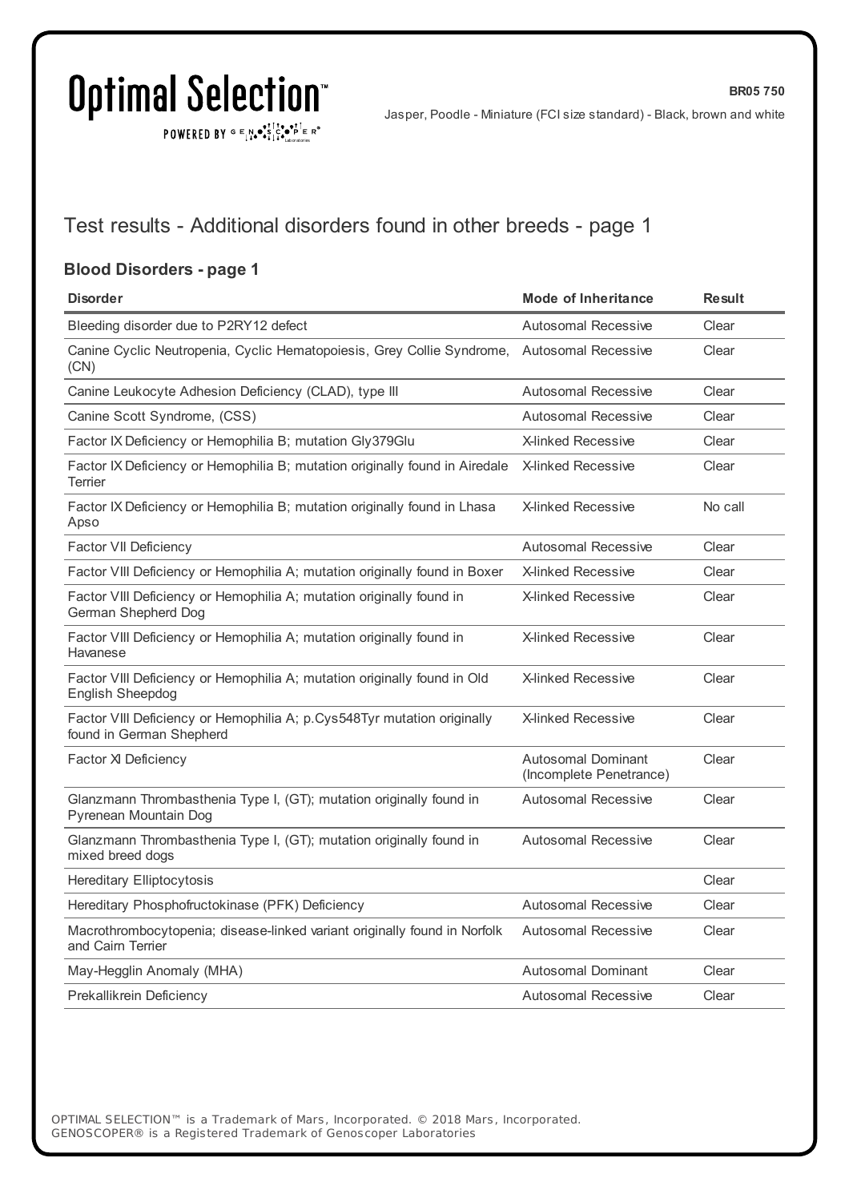# Test results - Additional disorders found in other breeds - page 1

## Blood Disorders - page 1

| Disorder | Mode of Inheritance | Result |
|---|---|---|
| Bleeding disorder due to P2RY12 defect | Autosomal Recessive | Clear |
| Canine Cyclic Neutropenia, Cyclic Hematopoiesis, Grey Collie Syndrome, (CN) | Autosomal Recessive | Clear |
| Canine Leukocyte Adhesion Deficiency (CLAD), type III | Autosomal Recessive | Clear |
| Canine Scott Syndrome, (CSS) | Autosomal Recessive | Clear |
| Factor IX Deficiency or Hemophilia B; mutation Gly379Glu | X-linked Recessive | Clear |
| Factor IX Deficiency or Hemophilia B; mutation originally found in Airedale Terrier | X-linked Recessive | Clear |
| Factor IX Deficiency or Hemophilia B; mutation originally found in Lhasa Apso | X-linked Recessive | No call |
| Factor VII Deficiency | Autosomal Recessive | Clear |
| Factor VIII Deficiency or Hemophilia A; mutation originally found in Boxer | X-linked Recessive | Clear |
| Factor VIII Deficiency or Hemophilia A; mutation originally found in German Shepherd Dog | X-linked Recessive | Clear |
| Factor VIII Deficiency or Hemophilia A; mutation originally found in Havanese | X-linked Recessive | Clear |
| Factor VIII Deficiency or Hemophilia A; mutation originally found in Old English Sheepdog | X-linked Recessive | Clear |
| Factor VIII Deficiency or Hemophilia A; p.Cys548Tyr mutation originally found in German Shepherd | X-linked Recessive | Clear |
| Factor XI Deficiency | Autosomal Dominant (Incomplete Penetrance) | Clear |
| Glanzmann Thrombasthenia Type I, (GT); mutation originally found in Pyrenean Mountain Dog | Autosomal Recessive | Clear |
| Glanzmann Thrombasthenia Type I, (GT); mutation originally found in mixed breed dogs | Autosomal Recessive | Clear |
| Hereditary Elliptocytosis | | Clear |
| Hereditary Phosphofructokinase (PFK) Deficiency | Autosomal Recessive | Clear |
| Macrothrombocytopenia; disease-linked variant originally found in Norfolk and Cairn Terrier | Autosomal Recessive | Clear |
| May-Hegglin Anomaly (MHA) | Autosomal Dominant | Clear |
| Prekallikrein Deficiency | Autosomal Recessive | Clear |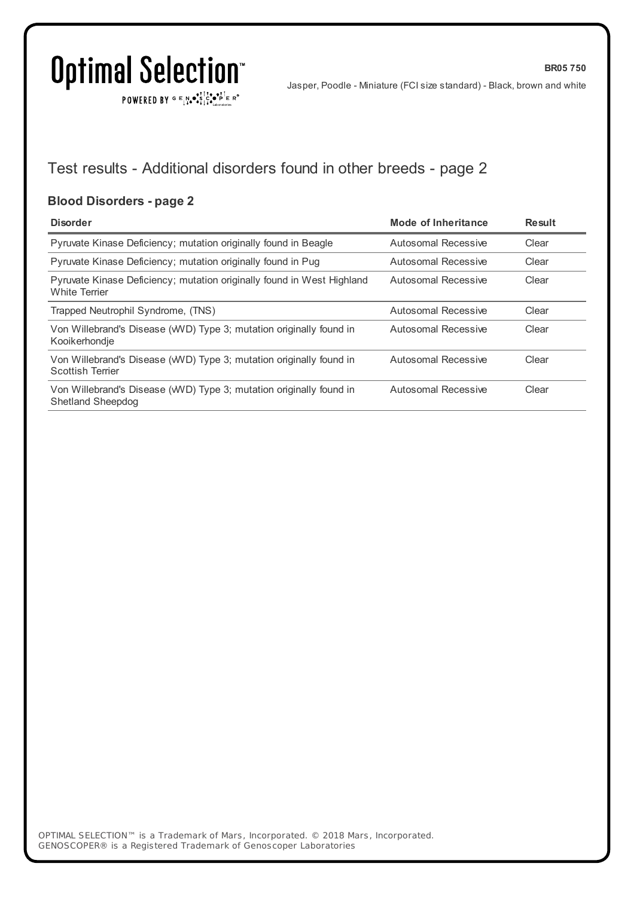## Test results - Additional disorders found in other breeds - page 2

### Blood Disorders - page 2

| Disorder | Mode of Inheritance | Result |
|---|---|---|
| Pyruvate Kinase Deficiency; mutation originally found in Beagle | Autosomal Recessive | Clear |
| Pyruvate Kinase Deficiency; mutation originally found in Pug | Autosomal Recessive | Clear |
| Pyruvate Kinase Deficiency; mutation originally found in West Highland White Terrier | Autosomal Recessive | Clear |
| Trapped Neutrophil Syndrome, (TNS) | Autosomal Recessive | Clear |
| Von Willebrand's Disease (vWD) Type 3; mutation originally found in Kooikerhondje | Autosomal Recessive | Clear |
| Von Willebrand's Disease (vWD) Type 3; mutation originally found in Scottish Terrier | Autosomal Recessive | Clear |
| Von Willebrand's Disease (vWD) Type 3; mutation originally found in Shetland Sheepdog | Autosomal Recessive | Clear |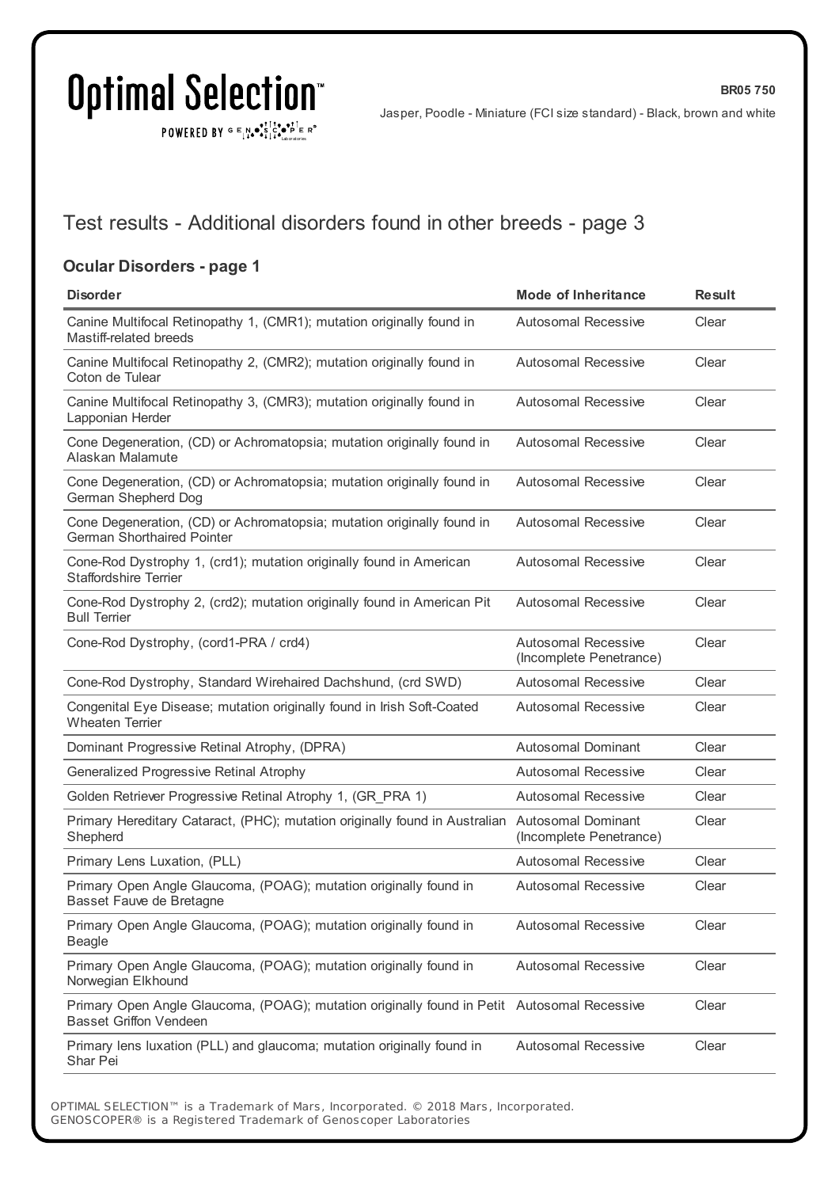# Test results - Additional disorders found in other breeds - page 3

## Ocular Disorders - page 1

| Disorder | Mode of Inheritance | Result |
|---|---|---|
| Canine Multifocal Retinopathy 1, (CMR1); mutation originally found in Mastiff-related breeds | Autosomal Recessive | Clear |
| Canine Multifocal Retinopathy 2, (CMR2); mutation originally found in Coton de Tulear | Autosomal Recessive | Clear |
| Canine Multifocal Retinopathy 3, (CMR3); mutation originally found in Lapponian Herder | Autosomal Recessive | Clear |
| Cone Degeneration, (CD) or Achromatopsia; mutation originally found in Alaskan Malamute | Autosomal Recessive | Clear |
| Cone Degeneration, (CD) or Achromatopsia; mutation originally found in German Shepherd Dog | Autosomal Recessive | Clear |
| Cone Degeneration, (CD) or Achromatopsia; mutation originally found in German Shorthaired Pointer | Autosomal Recessive | Clear |
| Cone-Rod Dystrophy 1, (crd1); mutation originally found in American Staffordshire Terrier | Autosomal Recessive | Clear |
| Cone-Rod Dystrophy 2, (crd2); mutation originally found in American Pit Bull Terrier | Autosomal Recessive | Clear |
| Cone-Rod Dystrophy, (cord1-PRA / crd4) | Autosomal Recessive (Incomplete Penetrance) | Clear |
| Cone-Rod Dystrophy, Standard Wirehaired Dachshund, (crd SWD) | Autosomal Recessive | Clear |
| Congenital Eye Disease; mutation originally found in Irish Soft-Coated Wheaten Terrier | Autosomal Recessive | Clear |
| Dominant Progressive Retinal Atrophy, (DPRA) | Autosomal Dominant | Clear |
| Generalized Progressive Retinal Atrophy | Autosomal Recessive | Clear |
| Golden Retriever Progressive Retinal Atrophy 1, (GR_PRA 1) | Autosomal Recessive | Clear |
| Primary Hereditary Cataract, (PHC); mutation originally found in Australian Shepherd | Autosomal Dominant (Incomplete Penetrance) | Clear |
| Primary Lens Luxation, (PLL) | Autosomal Recessive | Clear |
| Primary Open Angle Glaucoma, (POAG); mutation originally found in Basset Fauve de Bretagne | Autosomal Recessive | Clear |
| Primary Open Angle Glaucoma, (POAG); mutation originally found in Beagle | Autosomal Recessive | Clear |
| Primary Open Angle Glaucoma, (POAG); mutation originally found in Norwegian Elkhound | Autosomal Recessive | Clear |
| Primary Open Angle Glaucoma, (POAG); mutation originally found in Petit Basset Griffon Vendeen | Autosomal Recessive | Clear |
| Primary lens luxation (PLL) and glaucoma; mutation originally found in Shar Pei | Autosomal Recessive | Clear |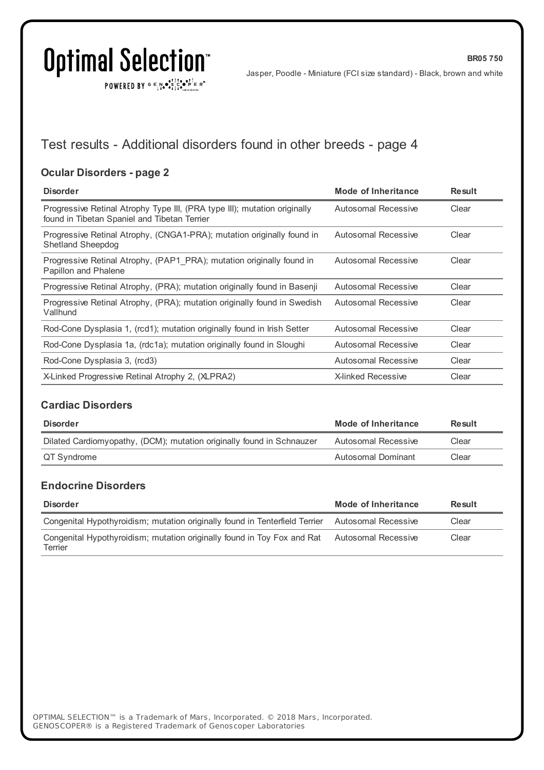## Test results - Additional disorders found in other breeds - page 4

### Ocular Disorders - page 2

| Disorder | Mode of Inheritance | Result |
| --- | --- | --- |
| Progressive Retinal Atrophy Type III, (PRA type III); mutation originally found in Tibetan Spaniel and Tibetan Terrier | Autosomal Recessive | Clear |
| Progressive Retinal Atrophy, (CNGA1-PRA); mutation originally found in Shetland Sheepdog | Autosomal Recessive | Clear |
| Progressive Retinal Atrophy, (PAP1_PRA); mutation originally found in Papillon and Phalene | Autosomal Recessive | Clear |
| Progressive Retinal Atrophy, (PRA); mutation originally found in Basenji | Autosomal Recessive | Clear |
| Progressive Retinal Atrophy, (PRA); mutation originally found in Swedish Vallhund | Autosomal Recessive | Clear |
| Rod-Cone Dysplasia 1, (rcd1); mutation originally found in Irish Setter | Autosomal Recessive | Clear |
| Rod-Cone Dysplasia 1a, (rdc1a); mutation originally found in Sloughi | Autosomal Recessive | Clear |
| Rod-Cone Dysplasia 3, (rcd3) | Autosomal Recessive | Clear |
| X-Linked Progressive Retinal Atrophy 2, (XLPRA2) | X-linked Recessive | Clear |

### Cardiac Disorders

| Disorder | Mode of Inheritance | Result |
| --- | --- | --- |
| Dilated Cardiomyopathy, (DCM); mutation originally found in Schnauzer | Autosomal Recessive | Clear |
| QT Syndrome | Autosomal Dominant | Clear |

### Endocrine Disorders

| Disorder | Mode of Inheritance | Result |
| --- | --- | --- |
| Congenital Hypothyroidism; mutation originally found in Tenterfield Terrier | Autosomal Recessive | Clear |
| Congenital Hypothyroidism; mutation originally found in Toy Fox and Rat Terrier | Autosomal Recessive | Clear |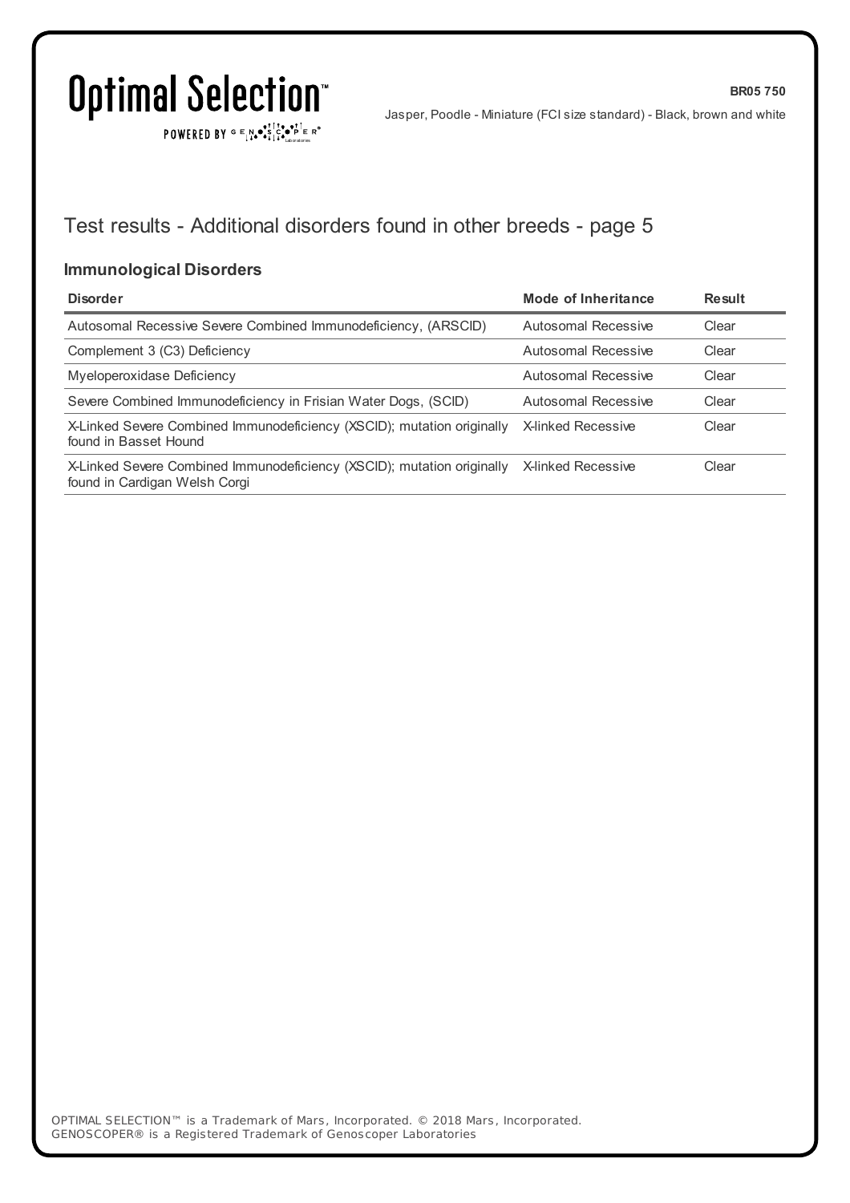## Test results - Additional disorders found in other breeds - page 5

### Immunological Disorders

| Disorder | Mode of Inheritance | Result |
|---|---|---|
| Autosomal Recessive Severe Combined Immunodeficiency, (ARSCID) | Autosomal Recessive | Clear |
| Complement 3 (C3) Deficiency | Autosomal Recessive | Clear |
| Myeloperoxidase Deficiency | Autosomal Recessive | Clear |
| Severe Combined Immunodeficiency in Frisian Water Dogs, (SCID) | Autosomal Recessive | Clear |
| X-Linked Severe Combined Immunodeficiency (XSCID); mutation originally found in Basset Hound | X-linked Recessive | Clear |
| X-Linked Severe Combined Immunodeficiency (XSCID); mutation originally found in Cardigan Welsh Corgi | X-linked Recessive | Clear |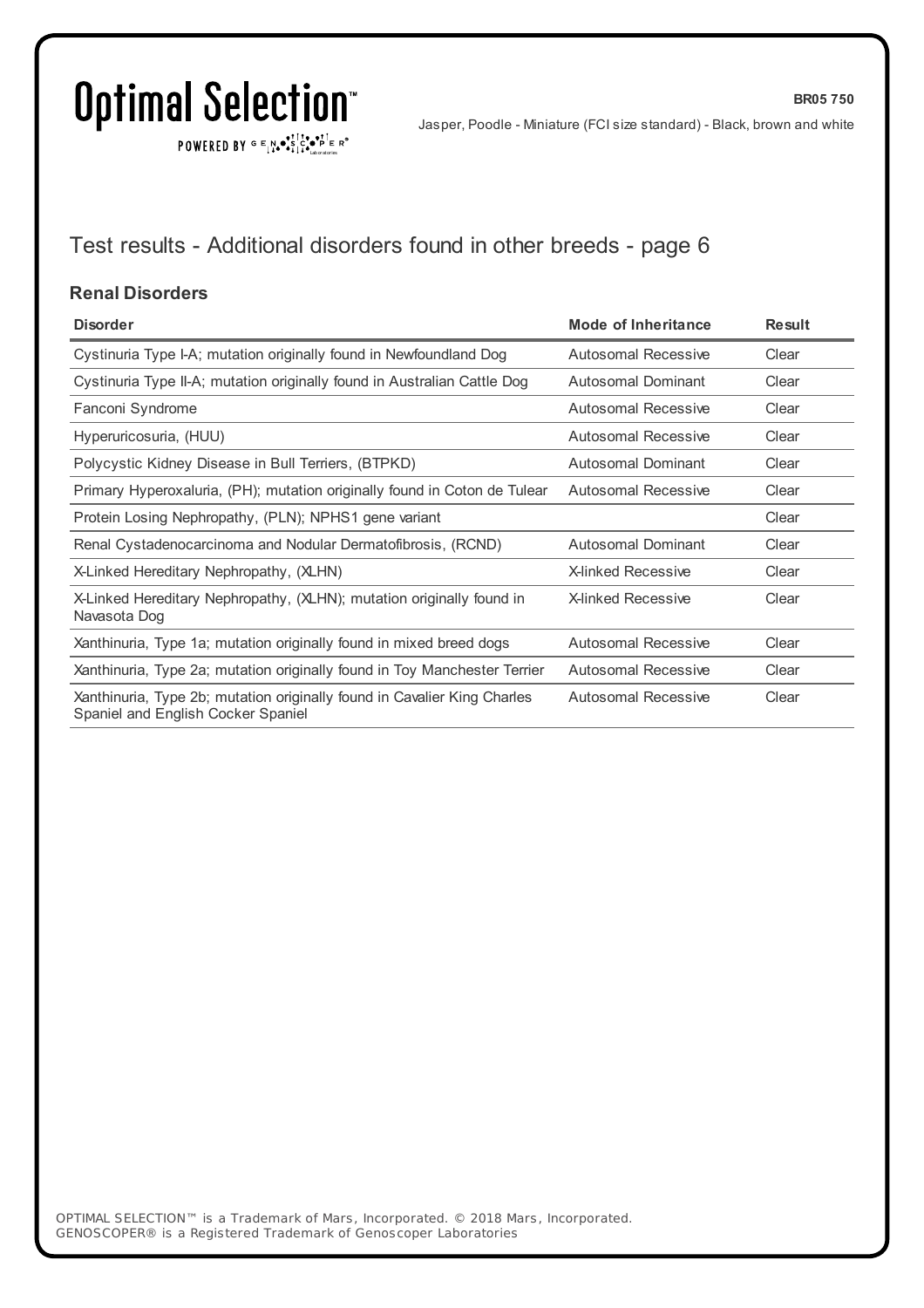BR05 750

Jasper, Poodle - Miniature (FCI size standard) - Black, brown and white

## Test results - Additional disorders found in other breeds - page 6

### Renal Disorders

| Disorder | Mode of Inheritance | Result |
|---|---|---|
| Cystinuria Type I-A; mutation originally found in Newfoundland Dog | Autosomal Recessive | Clear |
| Cystinuria Type II-A; mutation originally found in Australian Cattle Dog | Autosomal Dominant | Clear |
| Fanconi Syndrome | Autosomal Recessive | Clear |
| Hyperuricosuria, (HUU) | Autosomal Recessive | Clear |
| Polycystic Kidney Disease in Bull Terriers, (BTPKD) | Autosomal Dominant | Clear |
| Primary Hyperoxaluria, (PH); mutation originally found in Coton de Tulear | Autosomal Recessive | Clear |
| Protein Losing Nephropathy, (PLN); NPHS1 gene variant | | Clear |
| Renal Cystadenocarcinoma and Nodular Dermatofibrosis, (RCND) | Autosomal Dominant | Clear |
| X-Linked Hereditary Nephropathy, (XLHN) | X-linked Recessive | Clear |
| X-Linked Hereditary Nephropathy, (XLHN); mutation originally found in Navasota Dog | X-linked Recessive | Clear |
| Xanthinuria, Type 1a; mutation originally found in mixed breed dogs | Autosomal Recessive | Clear |
| Xanthinuria, Type 2a; mutation originally found in Toy Manchester Terrier | Autosomal Recessive | Clear |
| Xanthinuria, Type 2b; mutation originally found in Cavalier King Charles Spaniel and English Cocker Spaniel | Autosomal Recessive | Clear |

OPTIMAL SELECTION™ is a Trademark of Mars, Incorporated. © 2018 Mars, Incorporated.
GENOSCOPER® is a Registered Trademark of Genoscoper Laboratories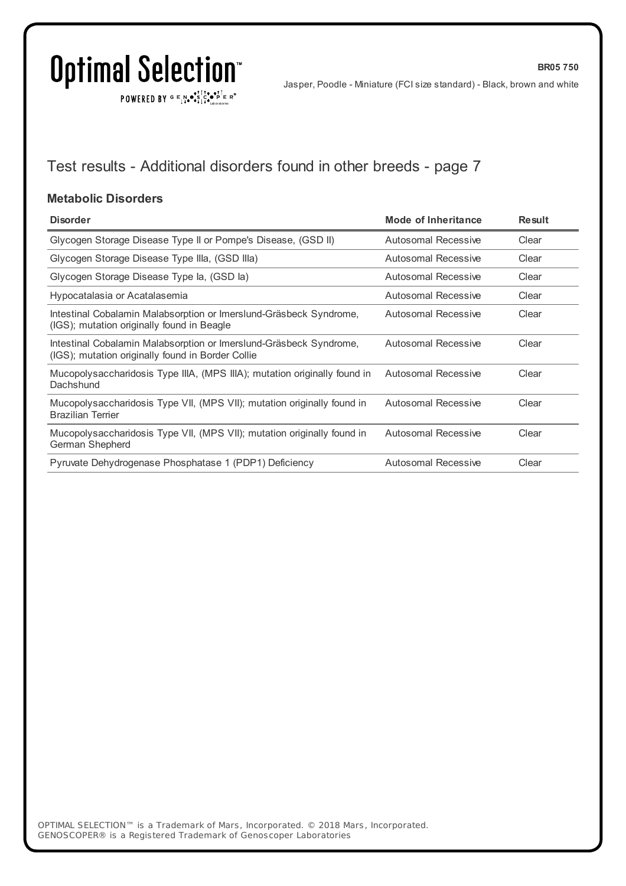BR05 750

Jasper, Poodle - Miniature (FCI size standard) - Black, brown and white

## Test results - Additional disorders found in other breeds - page 7

### Metabolic Disorders

| Disorder | Mode of Inheritance | Result |
|---|---|---|
| Glycogen Storage Disease Type II or Pompe's Disease, (GSD II) | Autosomal Recessive | Clear |
| Glycogen Storage Disease Type IIIa, (GSD IIIa) | Autosomal Recessive | Clear |
| Glycogen Storage Disease Type Ia, (GSD Ia) | Autosomal Recessive | Clear |
| Hypocatalasia or Acatalasemia | Autosomal Recessive | Clear |
| Intestinal Cobalamin Malabsorption or Imerslund-Gräsbeck Syndrome, (IGS); mutation originally found in Beagle | Autosomal Recessive | Clear |
| Intestinal Cobalamin Malabsorption or Imerslund-Gräsbeck Syndrome, (IGS); mutation originally found in Border Collie | Autosomal Recessive | Clear |
| Mucopolysaccharidosis Type IIIA, (MPS IIIA); mutation originally found in Dachshund | Autosomal Recessive | Clear |
| Mucopolysaccharidosis Type VII, (MPS VII); mutation originally found in Brazilian Terrier | Autosomal Recessive | Clear |
| Mucopolysaccharidosis Type VII, (MPS VII); mutation originally found in German Shepherd | Autosomal Recessive | Clear |
| Pyruvate Dehydrogenase Phosphatase 1 (PDP1) Deficiency | Autosomal Recessive | Clear |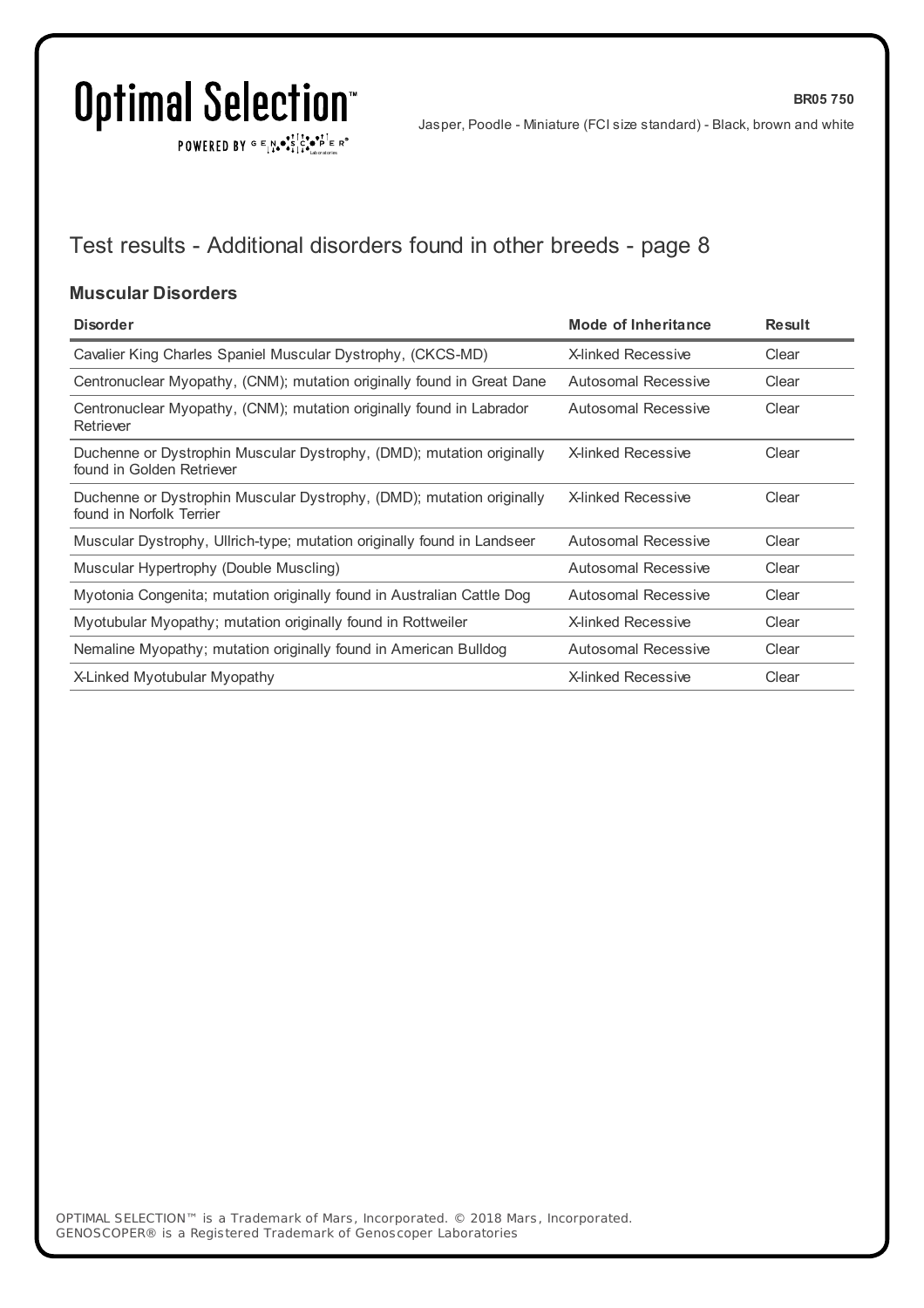## Test results - Additional disorders found in other breeds - page 8

### Muscular Disorders

| Disorder | Mode of Inheritance | Result |
|---|---|---|
| Cavalier King Charles Spaniel Muscular Dystrophy, (CKCS-MD) | X-linked Recessive | Clear |
| Centronuclear Myopathy, (CNM); mutation originally found in Great Dane | Autosomal Recessive | Clear |
| Centronuclear Myopathy, (CNM); mutation originally found in Labrador Retriever | Autosomal Recessive | Clear |
| Duchenne or Dystrophin Muscular Dystrophy, (DMD); mutation originally found in Golden Retriever | X-linked Recessive | Clear |
| Duchenne or Dystrophin Muscular Dystrophy, (DMD); mutation originally found in Norfolk Terrier | X-linked Recessive | Clear |
| Muscular Dystrophy, Ullrich-type; mutation originally found in Landseer | Autosomal Recessive | Clear |
| Muscular Hypertrophy (Double Muscling) | Autosomal Recessive | Clear |
| Myotonia Congenita; mutation originally found in Australian Cattle Dog | Autosomal Recessive | Clear |
| Myotubular Myopathy; mutation originally found in Rottweiler | X-linked Recessive | Clear |
| Nemaline Myopathy; mutation originally found in American Bulldog | Autosomal Recessive | Clear |
| X-Linked Myotubular Myopathy | X-linked Recessive | Clear |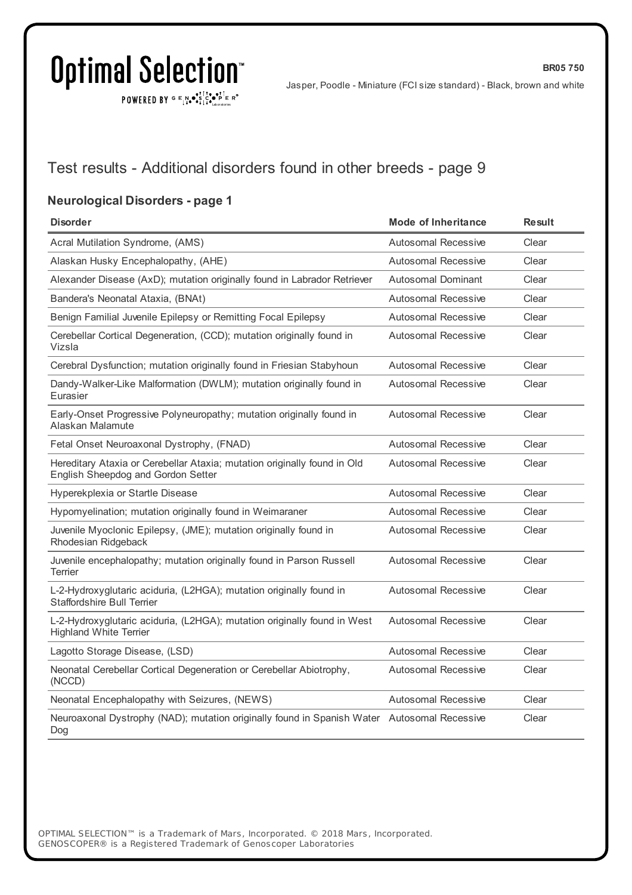## Test results - Additional disorders found in other breeds - page 9

### Neurological Disorders - page 1

| Disorder | Mode of Inheritance | Result |
|---|---|---|
| Acral Mutilation Syndrome, (AMS) | Autosomal Recessive | Clear |
| Alaskan Husky Encephalopathy, (AHE) | Autosomal Recessive | Clear |
| Alexander Disease (AxD); mutation originally found in Labrador Retriever | Autosomal Dominant | Clear |
| Bandera's Neonatal Ataxia, (BNAt) | Autosomal Recessive | Clear |
| Benign Familial Juvenile Epilepsy or Remitting Focal Epilepsy | Autosomal Recessive | Clear |
| Cerebellar Cortical Degeneration, (CCD); mutation originally found in Vizsla | Autosomal Recessive | Clear |
| Cerebral Dysfunction; mutation originally found in Friesian Stabyhoun | Autosomal Recessive | Clear |
| Dandy-Walker-Like Malformation (DWLM); mutation originally found in Eurasier | Autosomal Recessive | Clear |
| Early-Onset Progressive Polyneuropathy; mutation originally found in Alaskan Malamute | Autosomal Recessive | Clear |
| Fetal Onset Neuroaxonal Dystrophy, (FNAD) | Autosomal Recessive | Clear |
| Hereditary Ataxia or Cerebellar Ataxia; mutation originally found in Old English Sheepdog and Gordon Setter | Autosomal Recessive | Clear |
| Hyperekplexia or Startle Disease | Autosomal Recessive | Clear |
| Hypomyelination; mutation originally found in Weimaraner | Autosomal Recessive | Clear |
| Juvenile Myoclonic Epilepsy, (JME); mutation originally found in Rhodesian Ridgeback | Autosomal Recessive | Clear |
| Juvenile encephalopathy; mutation originally found in Parson Russell Terrier | Autosomal Recessive | Clear |
| L-2-Hydroxyglutaric aciduria, (L2HGA); mutation originally found in Staffordshire Bull Terrier | Autosomal Recessive | Clear |
| L-2-Hydroxyglutaric aciduria, (L2HGA); mutation originally found in West Highland White Terrier | Autosomal Recessive | Clear |
| Lagotto Storage Disease, (LSD) | Autosomal Recessive | Clear |
| Neonatal Cerebellar Cortical Degeneration or Cerebellar Abiotrophy, (NCCD) | Autosomal Recessive | Clear |
| Neonatal Encephalopathy with Seizures, (NEWS) | Autosomal Recessive | Clear |
| Neuroaxonal Dystrophy (NAD); mutation originally found in Spanish Water Dog | Autosomal Recessive | Clear |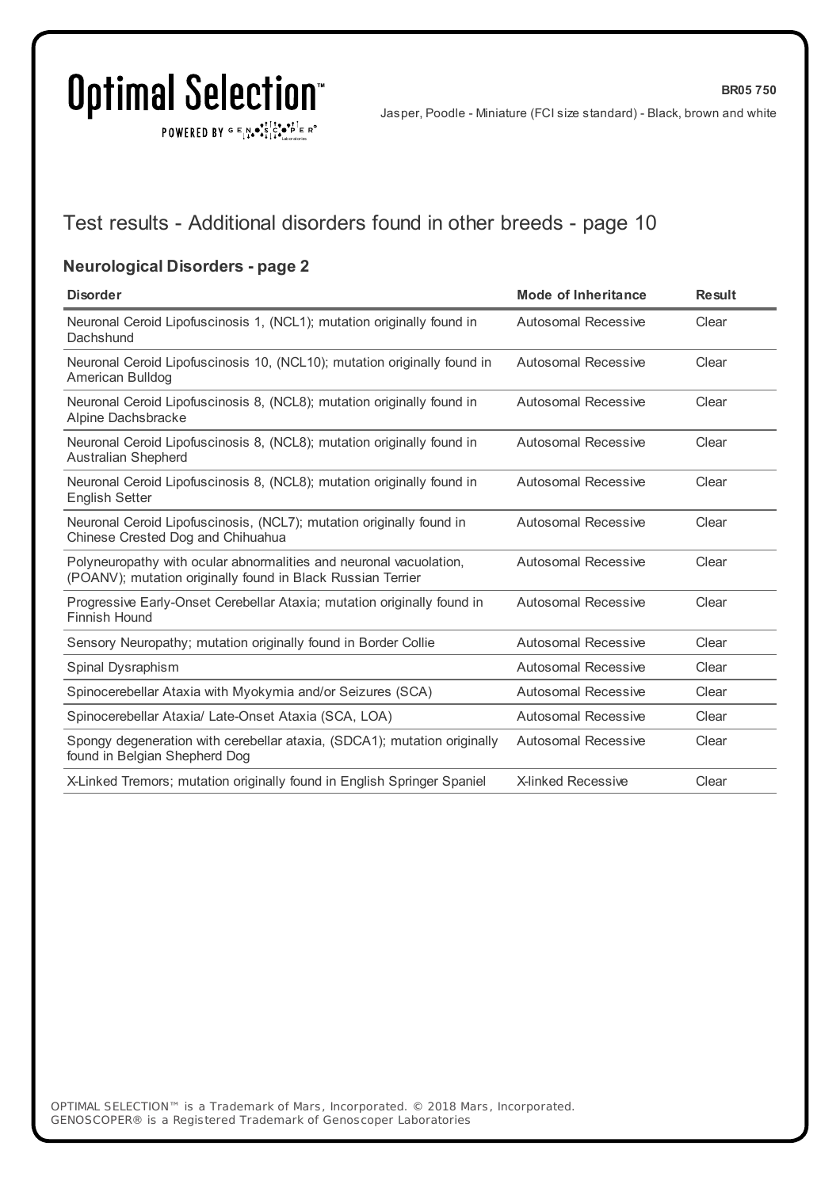## Test results - Additional disorders found in other breeds - page 10

### Neurological Disorders - page 2

| Disorder | Mode of Inheritance | Result |
|---|---|---|
| Neuronal Ceroid Lipofuscinosis 1, (NCL1); mutation originally found in Dachshund | Autosomal Recessive | Clear |
| Neuronal Ceroid Lipofuscinosis 10, (NCL10); mutation originally found in American Bulldog | Autosomal Recessive | Clear |
| Neuronal Ceroid Lipofuscinosis 8, (NCL8); mutation originally found in Alpine Dachsbracke | Autosomal Recessive | Clear |
| Neuronal Ceroid Lipofuscinosis 8, (NCL8); mutation originally found in Australian Shepherd | Autosomal Recessive | Clear |
| Neuronal Ceroid Lipofuscinosis 8, (NCL8); mutation originally found in English Setter | Autosomal Recessive | Clear |
| Neuronal Ceroid Lipofuscinosis, (NCL7); mutation originally found in Chinese Crested Dog and Chihuahua | Autosomal Recessive | Clear |
| Polyneuropathy with ocular abnormalities and neuronal vacuolation, (POANV); mutation originally found in Black Russian Terrier | Autosomal Recessive | Clear |
| Progressive Early-Onset Cerebellar Ataxia; mutation originally found in Finnish Hound | Autosomal Recessive | Clear |
| Sensory Neuropathy; mutation originally found in Border Collie | Autosomal Recessive | Clear |
| Spinal Dysraphism | Autosomal Recessive | Clear |
| Spinocerebellar Ataxia with Myokymia and/or Seizures (SCA) | Autosomal Recessive | Clear |
| Spinocerebellar Ataxia/ Late-Onset Ataxia (SCA, LOA) | Autosomal Recessive | Clear |
| Spongy degeneration with cerebellar ataxia, (SDCA1); mutation originally found in Belgian Shepherd Dog | Autosomal Recessive | Clear |
| X-Linked Tremors; mutation originally found in English Springer Spaniel | X-linked Recessive | Clear |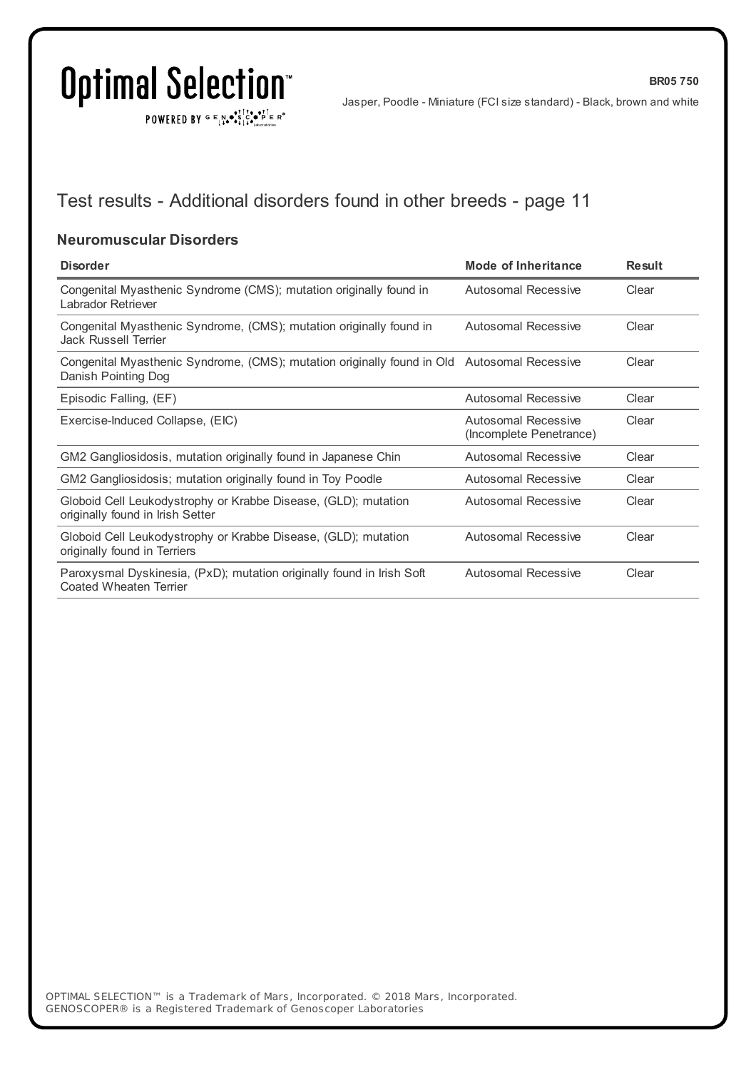## Test results - Additional disorders found in other breeds - page 11

### Neuromuscular Disorders

| Disorder | Mode of Inheritance | Result |
|---|---|---|
| Congenital Myasthenic Syndrome (CMS); mutation originally found in Labrador Retriever | Autosomal Recessive | Clear |
| Congenital Myasthenic Syndrome, (CMS); mutation originally found in Jack Russell Terrier | Autosomal Recessive | Clear |
| Congenital Myasthenic Syndrome, (CMS); mutation originally found in Old Danish Pointing Dog | Autosomal Recessive | Clear |
| Episodic Falling, (EF) | Autosomal Recessive | Clear |
| Exercise-Induced Collapse, (EIC) | Autosomal Recessive (Incomplete Penetrance) | Clear |
| GM2 Gangliosidosis, mutation originally found in Japanese Chin | Autosomal Recessive | Clear |
| GM2 Gangliosidosis; mutation originally found in Toy Poodle | Autosomal Recessive | Clear |
| Globoid Cell Leukodystrophy or Krabbe Disease, (GLD); mutation originally found in Irish Setter | Autosomal Recessive | Clear |
| Globoid Cell Leukodystrophy or Krabbe Disease, (GLD); mutation originally found in Terriers | Autosomal Recessive | Clear |
| Paroxysmal Dyskinesia, (PxD); mutation originally found in Irish Soft Coated Wheaten Terrier | Autosomal Recessive | Clear |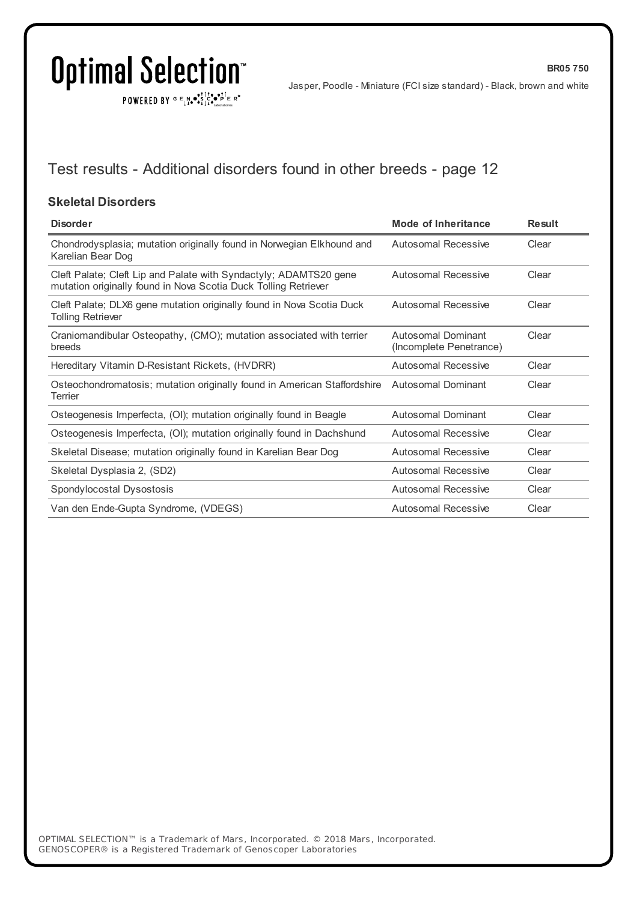# Test results - Additional disorders found in other breeds - page 12

### Skeletal Disorders

| Disorder | Mode of Inheritance | Result |
|---|---|---|
| Chondrodysplasia; mutation originally found in Norwegian Elkhound and Karelian Bear Dog | Autosomal Recessive | Clear |
| Cleft Palate; Cleft Lip and Palate with Syndactyly; ADAMTS20 gene mutation originally found in Nova Scotia Duck Tolling Retriever | Autosomal Recessive | Clear |
| Cleft Palate; DLX6 gene mutation originally found in Nova Scotia Duck Tolling Retriever | Autosomal Recessive | Clear |
| Craniomandibular Osteopathy, (CMO); mutation associated with terrier breeds | Autosomal Dominant (Incomplete Penetrance) | Clear |
| Hereditary Vitamin D-Resistant Rickets, (HVDRR) | Autosomal Recessive | Clear |
| Osteochondromatosis; mutation originally found in American Staffordshire Terrier | Autosomal Dominant | Clear |
| Osteogenesis Imperfecta, (OI); mutation originally found in Beagle | Autosomal Dominant | Clear |
| Osteogenesis Imperfecta, (OI); mutation originally found in Dachshund | Autosomal Recessive | Clear |
| Skeletal Disease; mutation originally found in Karelian Bear Dog | Autosomal Recessive | Clear |
| Skeletal Dysplasia 2, (SD2) | Autosomal Recessive | Clear |
| Spondylocostal Dysostosis | Autosomal Recessive | Clear |
| Van den Ende-Gupta Syndrome, (VDEGS) | Autosomal Recessive | Clear |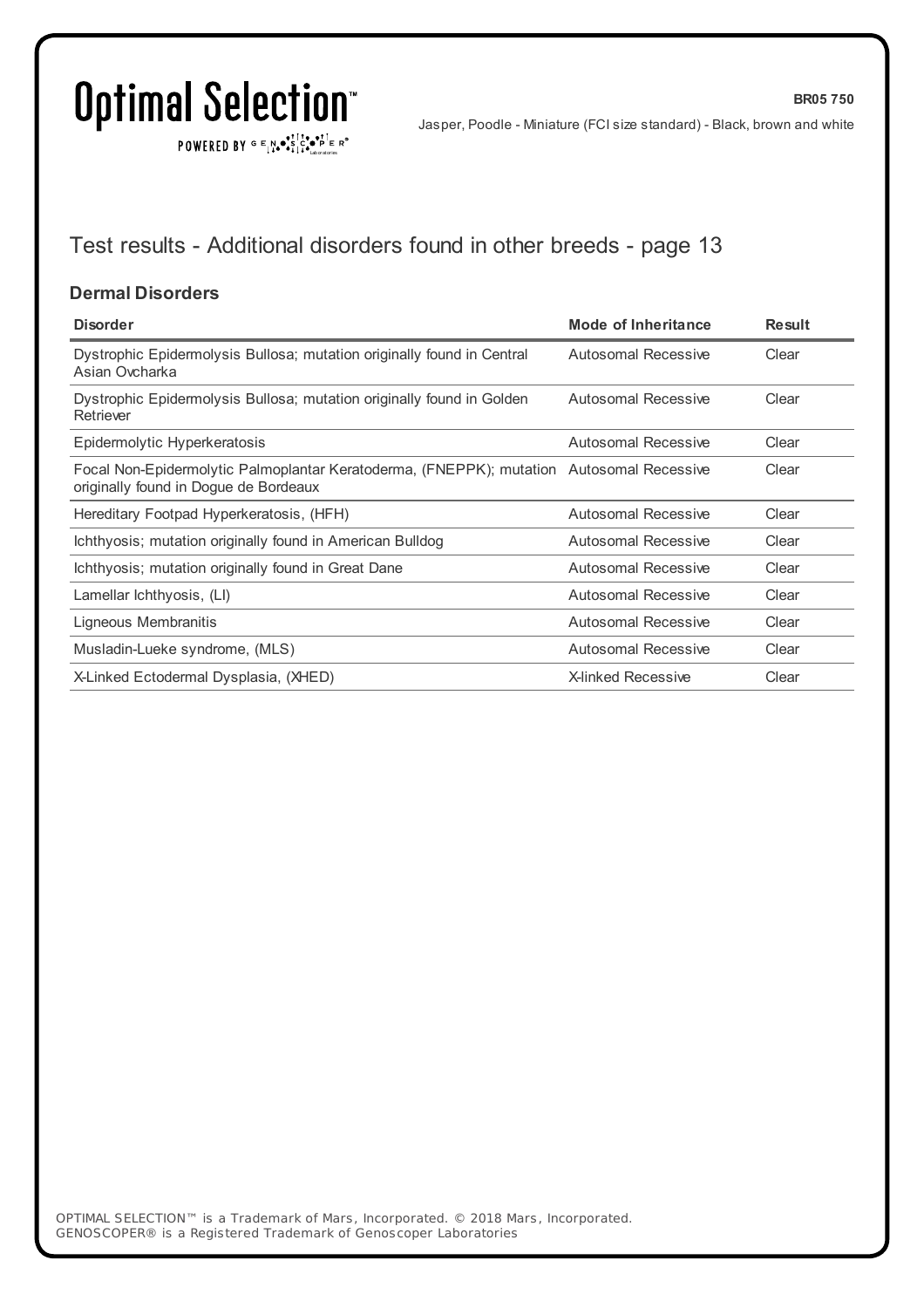BR05 750

Jasper, Poodle - Miniature (FCI size standard) - Black, brown and white

## Test results - Additional disorders found in other breeds - page 13

### Dermal Disorders

| Disorder | Mode of Inheritance | Result |
|---|---|---|
| Dystrophic Epidermolysis Bullosa; mutation originally found in Central Asian Ovcharka | Autosomal Recessive | Clear |
| Dystrophic Epidermolysis Bullosa; mutation originally found in Golden Retriever | Autosomal Recessive | Clear |
| Epidermolytic Hyperkeratosis | Autosomal Recessive | Clear |
| Focal Non-Epidermolytic Palmoplantar Keratoderma, (FNEPPK); mutation originally found in Dogue de Bordeaux | Autosomal Recessive | Clear |
| Hereditary Footpad Hyperkeratosis, (HFH) | Autosomal Recessive | Clear |
| Ichthyosis; mutation originally found in American Bulldog | Autosomal Recessive | Clear |
| Ichthyosis; mutation originally found in Great Dane | Autosomal Recessive | Clear |
| Lamellar Ichthyosis, (LI) | Autosomal Recessive | Clear |
| Ligneous Membranitis | Autosomal Recessive | Clear |
| Musladin-Lueke syndrome, (MLS) | Autosomal Recessive | Clear |
| X-Linked Ectodermal Dysplasia, (XHED) | X-linked Recessive | Clear |

OPTIMAL SELECTION™ is a Trademark of Mars, Incorporated. © 2018 Mars, Incorporated.
GENOSCOPER® is a Registered Trademark of Genoscoper Laboratories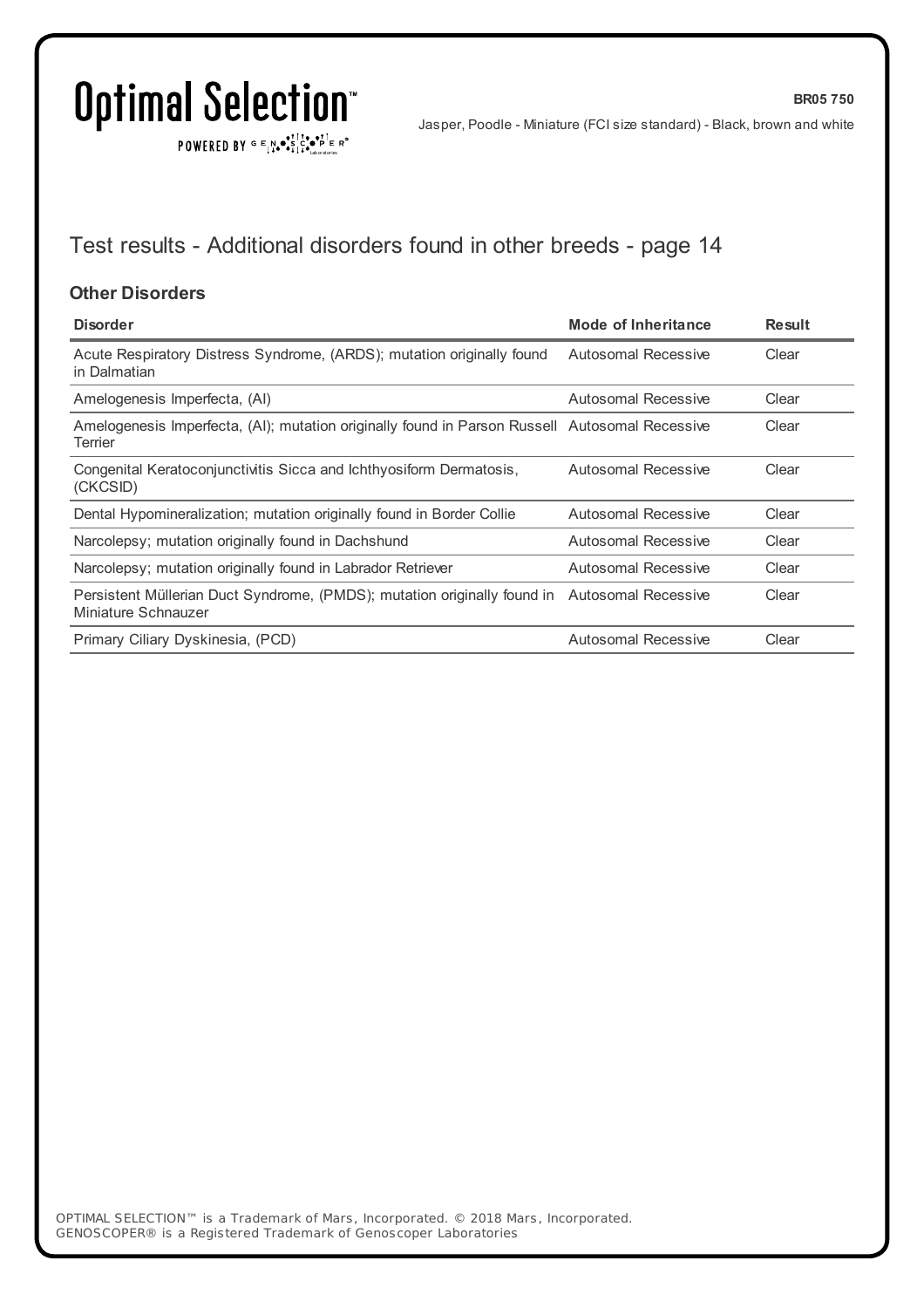## Test results - Additional disorders found in other breeds - page 14

### Other Disorders

| Disorder | Mode of Inheritance | Result |
|---|---|---|
| Acute Respiratory Distress Syndrome, (ARDS); mutation originally found in Dalmatian | Autosomal Recessive | Clear |
| Amelogenesis Imperfecta, (AI) | Autosomal Recessive | Clear |
| Amelogenesis Imperfecta, (AI); mutation originally found in Parson Russell Terrier | Autosomal Recessive | Clear |
| Congenital Keratoconjunctivitis Sicca and Ichthyosiform Dermatosis, (CKCSID) | Autosomal Recessive | Clear |
| Dental Hypomineralization; mutation originally found in Border Collie | Autosomal Recessive | Clear |
| Narcolepsy; mutation originally found in Dachshund | Autosomal Recessive | Clear |
| Narcolepsy; mutation originally found in Labrador Retriever | Autosomal Recessive | Clear |
| Persistent Müllerian Duct Syndrome, (PMDS); mutation originally found in Miniature Schnauzer | Autosomal Recessive | Clear |
| Primary Ciliary Dyskinesia, (PCD) | Autosomal Recessive | Clear |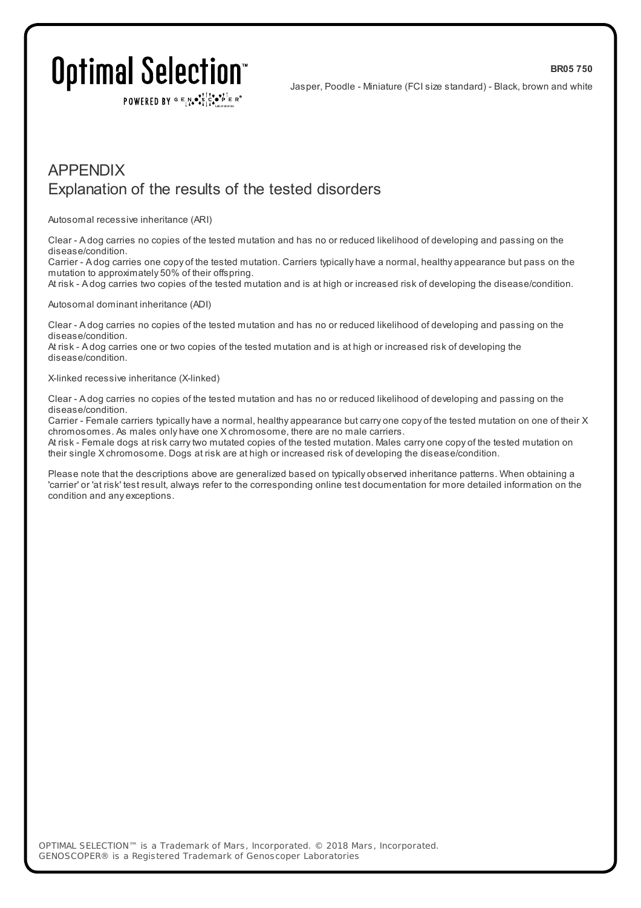# APPENDIX

## Explanation of the results of the tested disorders

Autosomal recessive inheritance (ARI)

Clear - A dog carries no copies of the tested mutation and has no or reduced likelihood of developing and passing on the disease/condition.
Carrier - A dog carries one copy of the tested mutation. Carriers typically have a normal, healthy appearance but pass on the mutation to approximately 50% of their offspring.
At risk - A dog carries two copies of the tested mutation and is at high or increased risk of developing the disease/condition.

Autosomal dominant inheritance (ADI)

Clear - A dog carries no copies of the tested mutation and has no or reduced likelihood of developing and passing on the disease/condition.
At risk - A dog carries one or two copies of the tested mutation and is at high or increased risk of developing the disease/condition.

X-linked recessive inheritance (X-linked)

Clear - A dog carries no copies of the tested mutation and has no or reduced likelihood of developing and passing on the disease/condition.
Carrier - Female carriers typically have a normal, healthy appearance but carry one copy of the tested mutation on one of their X chromosomes. As males only have one X chromosome, there are no male carriers.
At risk - Female dogs at risk carry two mutated copies of the tested mutation. Males carry one copy of the tested mutation on their single X chromosome. Dogs at risk are at high or increased risk of developing the disease/condition.

Please note that the descriptions above are generalized based on typically observed inheritance patterns. When obtaining a 'carrier' or 'at risk' test result, always refer to the corresponding online test documentation for more detailed information on the condition and any exceptions.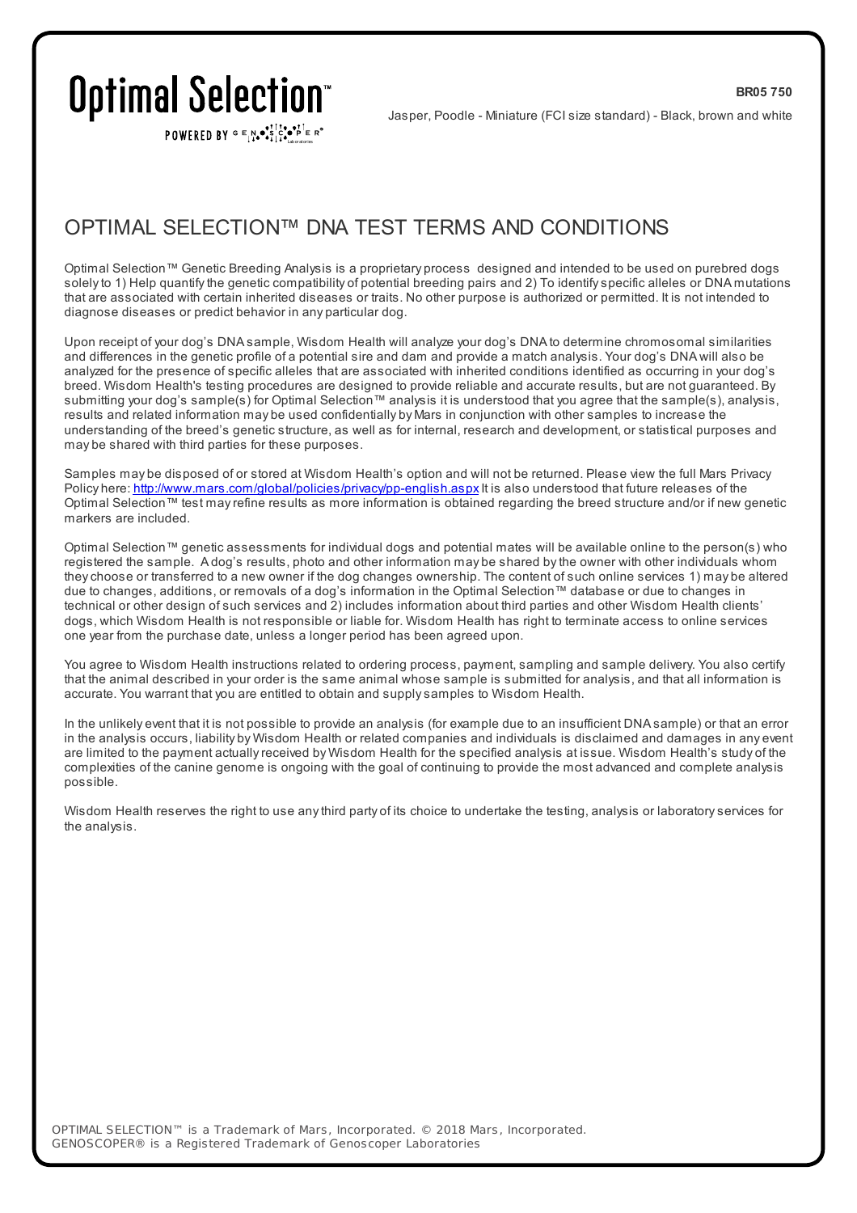# OPTIMAL SELECTION™ DNA TEST TERMS AND CONDITIONS

Optimal Selection™ Genetic Breeding Analysis is a proprietary process designed and intended to be used on purebred dogs solely to 1) Help quantify the genetic compatibility of potential breeding pairs and 2) To identify specific alleles or DNA mutations that are associated with certain inherited diseases or traits. No other purpose is authorized or permitted. It is not intended to diagnose diseases or predict behavior in any particular dog.

Upon receipt of your dog's DNA sample, Wisdom Health will analyze your dog's DNA to determine chromosomal similarities and differences in the genetic profile of a potential sire and dam and provide a match analysis. Your dog's DNA will also be analyzed for the presence of specific alleles that are associated with inherited conditions identified as occurring in your dog's breed. Wisdom Health's testing procedures are designed to provide reliable and accurate results, but are not guaranteed. By submitting your dog's sample(s) for Optimal Selection™ analysis it is understood that you agree that the sample(s), analysis, results and related information may be used confidentially by Mars in conjunction with other samples to increase the understanding of the breed's genetic structure, as well as for internal, research and development, or statistical purposes and may be shared with third parties for these purposes.

Samples may be disposed of or stored at Wisdom Health's option and will not be returned. Please view the full Mars Privacy Policy here: [http://www.mars.com/global/policies/privacy/pp-english.aspx](http://www.mars.com/global/policies/privacy/pp-english.aspx) It is also understood that future releases of the Optimal Selection™ test may refine results as more information is obtained regarding the breed structure and/or if new genetic markers are included.

Optimal Selection™ genetic assessments for individual dogs and potential mates will be available online to the person(s) who registered the sample. A dog's results, photo and other information may be shared by the owner with other individuals whom they choose or transferred to a new owner if the dog changes ownership. The content of such online services 1) may be altered due to changes, additions, or removals of a dog's information in the Optimal Selection™ database or due to changes in technical or other design of such services and 2) includes information about third parties and other Wisdom Health clients' dogs, which Wisdom Health is not responsible or liable for. Wisdom Health has right to terminate access to online services one year from the purchase date, unless a longer period has been agreed upon.

You agree to Wisdom Health instructions related to ordering process, payment, sampling and sample delivery. You also certify that the animal described in your order is the same animal whose sample is submitted for analysis, and that all information is accurate. You warrant that you are entitled to obtain and supply samples to Wisdom Health.

In the unlikely event that it is not possible to provide an analysis (for example due to an insufficient DNA sample) or that an error in the analysis occurs, liability by Wisdom Health or related companies and individuals is disclaimed and damages in any event are limited to the payment actually received by Wisdom Health for the specified analysis at issue. Wisdom Health's study of the complexities of the canine genome is ongoing with the goal of continuing to provide the most advanced and complete analysis possible.

Wisdom Health reserves the right to use any third party of its choice to undertake the testing, analysis or laboratory services for the analysis.